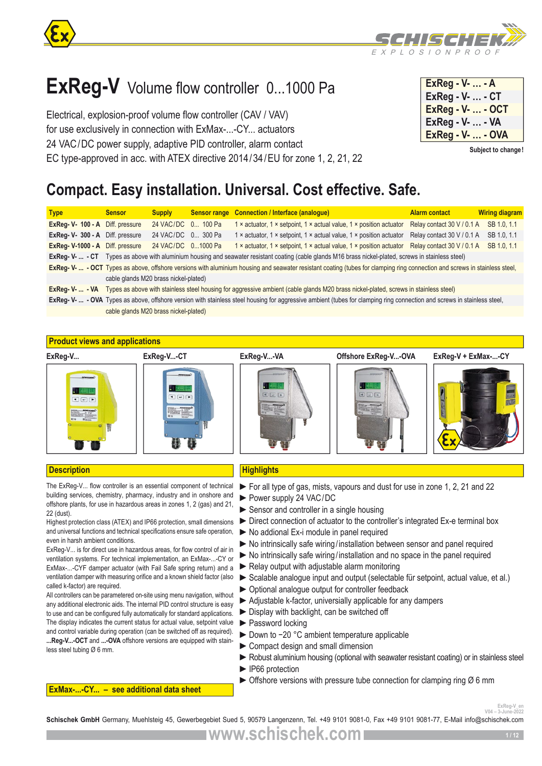# ExReg-V Volume flow controller 0...1000 Pa

Electrical, explosion-proof volume flow controller (CAV / VAV)
for use exclusively in connection with ExMax-...-CY... actuators
24 VAC/DC power supply, adaptive PID controller, alarm contact
EC type-approved in acc. with ATEX directive 2014/34/EU for zone 1, 2, 21, 22

| ExReg - V- ... - A |
|---|
| ExReg - V- ... - CT |
| ExReg - V- ... - OCT |
| ExReg - V- ... - VA |
| ExReg - V- ... - OVA |

**Subject to change!**

## Compact. Easy installation. Universal. Cost effective. Safe.

| Type | Sensor | Supply | Sensor range | Connection / Interface (analogue) | Alarm contact | Wiring diagram |
|---|---|---|---|---|---|---|
| **ExReg- V- 100 - A** | Diff. pressure | 24 VAC/DC | 0... 100 Pa | 1 × actuator, 1 × setpoint, 1 × actual value, 1 × position actuator | Relay contact 30 V / 0.1 A | SB 1.0, 1.1 |
| **ExReg- V- 300 - A** | Diff. pressure | 24 VAC/DC | 0... 300 Pa | 1 × actuator, 1 × setpoint, 1 × actual value, 1 × position actuator | Relay contact 30 V / 0.1 A | SB 1.0, 1.1 |
| **ExReg- V-1000 - A** | Diff. pressure | 24 VAC/DC | 0...1000 Pa | 1 × actuator, 1 × setpoint, 1 × actual value, 1 × position actuator | Relay contact 30 V / 0.1 A | SB 1.0, 1.1 |
| **ExReg- V- ... - CT** | Types as above with aluminium housing and seawater resistant coating (cable glands M16 brass nickel-plated, screws in stainless steel) | | | | | |
| **ExReg- V- ... - OCT** | Types as above, offshore versions with aluminium housing and seawater resistant coating (tubes for clamping ring connection and screws in stainless steel, cable glands M20 brass nickel-plated) | | | | | |
| **ExReg- V- ... - VA** | Types as above with stainless steel housing for aggressive ambient (cable glands M20 brass nickel-plated, screws in stainless steel) | | | | | |
| **ExReg- V- ... - OVA** | Types as above, offshore version with stainless steel housing for aggressive ambient (tubes for clamping ring connection and screws in stainless steel, cable glands M20 brass nickel-plated) | | | | | |

## Product views and applications

ExReg-V... | ExReg-V...-CT | ExReg-V...-VA | Offshore ExReg-V...-OVA | ExReg-V + ExMax-...-CY

## Description

The ExReg-V... flow controller is an essential component of technical building services, chemistry, pharmacy, industry and in onshore and offshore plants, for use in hazardous areas in zones 1, 2 (gas) and 21, 22 (dust).

Highest protection class (ATEX) and IP66 protection, small dimensions and universal functions and technical specifications ensure safe operation, even in harsh ambient conditions.

ExReg-V... is for direct use in hazardous areas, for flow control of air in ventilation systems. For technical implementation, an ExMax-...-CY or ExMax-...-CYF damper actuator (with Fail Safe spring return) and a ventilation damper with measuring orifice and a known shield factor (also called k-factor) are required.

All controllers can be parametered on-site using menu navigation, without any additional electronic aids. The internal PID control structure is easy to use and can be configured fully automatically for standard applications. The display indicates the current status for actual value, setpoint value and control variable during operation (can be switched off as required).

**...Reg-V...-OCT** and **...-OVA** offshore versions are equipped with stainless steel tubing Ø 6 mm.

**ExMax-...-CY... – see additional data sheet**

## Highlights

- ► For all type of gas, mists, vapours and dust for use in zone 1, 2, 21 and 22
- ► Power supply 24 VAC/DC
- ► Sensor and controller in a single housing
- ► Direct connection of actuator to the controller's integrated Ex-e terminal box
- ► No addional Ex-i module in panel required
- ► No intrinsically safe wiring/installation between sensor and panel required
- ► No intrinsically safe wiring/installation and no space in the panel required
- ► Relay output with adjustable alarm monitoring
- ► Scalable analogue input and output (selectable für setpoint, actual value, et al.)
- ► Optional analogue output for controller feedback
- ► Adjustable k-factor, universally applicable for any dampers
- ► Display with backlight, can be switched off
- ► Password locking
- ► Down to −20 °C ambient temperature applicable
- ► Compact design and small dimension
- ► Robust aluminium housing (optional with seawater resistant coating) or in stainless steel
- ► IP66 protection
- ► Offshore versions with pressure tube connection for clamping ring Ø 6 mm

ExReg-V_en
V04 – 3-June-2022

**Schischek GmbH** Germany, Muehlsteig 45, Gewerbegebiet Sued 5, 90579 Langenzenn, Tel. +49 9101 9081-0, Fax +49 9101 9081-77, E-Mail info@schischek.com

www.schischek.com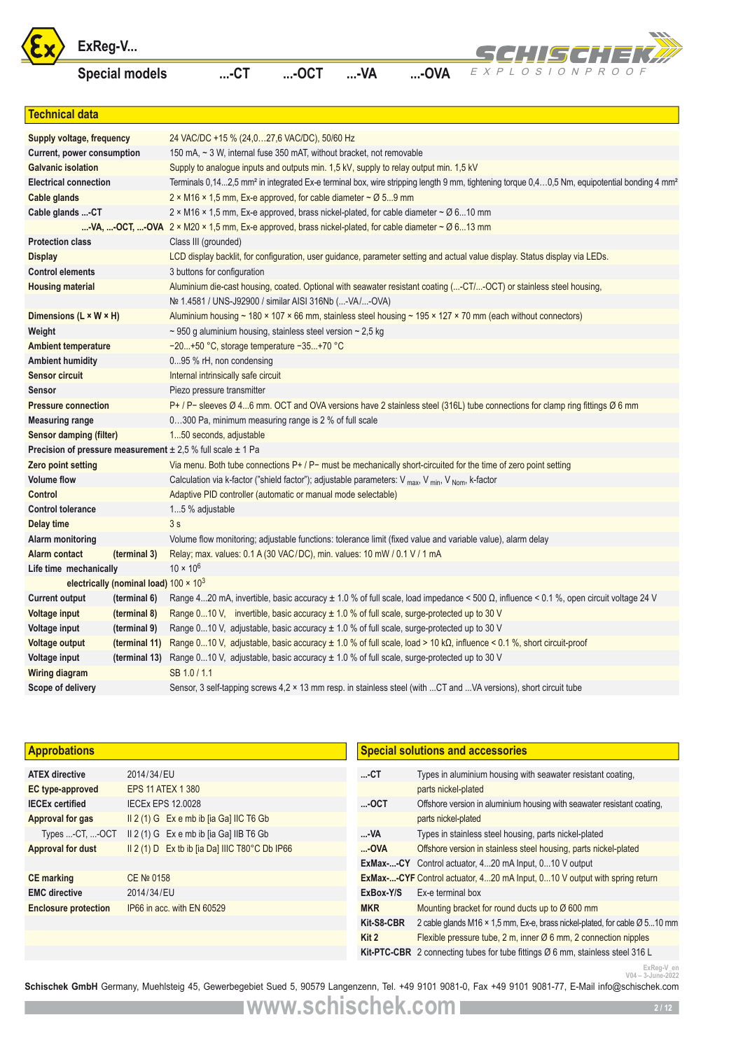# ExReg-V...

## Special models ...-CT ...-OCT ...-VA ...-OVA

## Technical data

| | |
|---|---|
| **Supply voltage, frequency** | 24 VAC/DC +15 % (24,0…27,6 VAC/DC), 50/60 Hz |
| **Current, power consumption** | 150 mA, ~ 3 W, internal fuse 350 mAT, without bracket, not removable |
| **Galvanic isolation** | Supply to analogue inputs and outputs min. 1,5 kV, supply to relay output min. 1,5 kV |
| **Electrical connection** | Terminals 0,14...2,5 mm² in integrated Ex-e terminal box, wire stripping length 9 mm, tightening torque 0,4…0,5 Nm, equipotential bonding 4 mm² |
| **Cable glands** | 2 × M16 × 1,5 mm, Ex-e approved, for cable diameter ~ Ø 5...9 mm |
| **Cable glands ...-CT** | 2 × M16 × 1,5 mm, Ex-e approved, brass nickel-plated, for cable diameter ~ Ø 6...10 mm |
| **...-VA, ...-OCT, ...-OVA** | 2 × M20 × 1,5 mm, Ex-e approved, brass nickel-plated, for cable diameter ~ Ø 6...13 mm |
| **Protection class** | Class III (grounded) |
| **Display** | LCD display backlit, for configuration, user guidance, parameter setting and actual value display. Status display via LEDs. |
| **Control elements** | 3 buttons for configuration |
| **Housing material** | Aluminium die-cast housing, coated. Optional with seawater resistant coating (...-CT/...-OCT) or stainless steel housing, № 1.4581 / UNS-J92900 / similar AISI 316Nb (...-VA/...-OVA) |
| **Dimensions (L × W × H)** | Aluminium housing ~ 180 × 107 × 66 mm, stainless steel housing ~ 195 × 127 × 70 mm (each without connectors) |
| **Weight** | ~ 950 g aluminium housing, stainless steel version ~ 2,5 kg |
| **Ambient temperature** | −20...+50 °C, storage temperature −35...+70 °C |
| **Ambient humidity** | 0...95 % rH, non condensing |
| **Sensor circuit** | Internal intrinsically safe circuit |
| **Sensor** | Piezo pressure transmitter |
| **Pressure connection** | P+ / P− sleeves Ø 4...6 mm. OCT and OVA versions have 2 stainless steel (316L) tube connections for clamp ring fittings Ø 6 mm |
| **Measuring range** | 0…300 Pa, minimum measuring range is 2 % of full scale |
| **Sensor damping (filter)** | 1...50 seconds, adjustable |
| **Precision of pressure measurement** | ± 2,5 % full scale ± 1 Pa |
| **Zero point setting** | Via menu. Both tube connections P+ / P− must be mechanically short-circuited for the time of zero point setting |
| **Volume flow** | Calculation via k-factor ("shield factor"); adjustable parameters: $V_{max}$, $V_{min}$, $V_{Nom}$, k-factor |
| **Control** | Adaptive PID controller (automatic or manual mode selectable) |
| **Control tolerance** | 1...5 % adjustable |
| **Delay time** | 3 s |
| **Alarm monitoring** | Volume flow monitoring; adjustable functions: tolerance limit (fixed value and variable value), alarm delay |
| **Alarm contact (terminal 3)** | Relay; max. values: 0.1 A (30 VAC/DC), min. values: 10 mW / 0.1 V / 1 mA |
| **Life time mechanically** | $10 \times 10^6$ |
| **electrically (nominal load)** | $100 \times 10^3$ |
| **Current output (terminal 6)** | Range 4...20 mA, invertible, basic accuracy ± 1.0 % of full scale, load impedance < 500 Ω, influence < 0.1 %, open circuit voltage 24 V |
| **Voltage input (terminal 8)** | Range 0...10 V, invertible, basic accuracy ± 1.0 % of full scale, surge-protected up to 30 V |
| **Voltage input (terminal 9)** | Range 0...10 V, adjustable, basic accuracy ± 1.0 % of full scale, surge-protected up to 30 V |
| **Voltage output (terminal 11)** | Range 0...10 V, adjustable, basic accuracy ± 1.0 % of full scale, load > 10 kΩ, influence < 0.1 %, short circuit-proof |
| **Voltage input (terminal 13)** | Range 0...10 V, adjustable, basic accuracy ± 1.0 % of full scale, surge-protected up to 30 V |
| **Wiring diagram** | SB 1.0 / 1.1 |
| **Scope of delivery** | Sensor, 3 self-tapping screws 4,2 × 13 mm resp. in stainless steel (with ...CT and ...VA versions), short circuit tube |

## Approbations

| | |
|---|---|
| **ATEX directive** | 2014/34/EU |
| **EC type-approved** | EPS 11 ATEX 1 380 |
| **IECEx certified** | IECEx EPS 12.0028 |
| **Approval for gas** | II 2 (1) G Ex e mb ib [ia Ga] IIC T6 Gb |
| Types ...-CT, ...-OCT | II 2 (1) G Ex e mb ib [ia Ga] IIB T6 Gb |
| **Approval for dust** | II 2 (1) D Ex tb ib [ia Da] IIIC T80°C Db IP66 |
| **CE marking** | CE № 0158 |
| **EMC directive** | 2014/34/EU |
| **Enclosure protection** | IP66 in acc. with EN 60529 |

## Special solutions and accessories

| | |
|---|---|
| **...-CT** | Types in aluminium housing with seawater resistant coating, parts nickel-plated |
| **...-OCT** | Offshore version in aluminium housing with seawater resistant coating, parts nickel-plated |
| **...-VA** | Types in stainless steel housing, parts nickel-plated |
| **...-OVA** | Offshore version in stainless steel housing, parts nickel-plated |
| **ExMax-...-CY** | Control actuator, 4...20 mA Input, 0...10 V output |
| **ExMax-...-CYF** | Control actuator, 4...20 mA Input, 0...10 V output with spring return |
| **ExBox-Y/S** | Ex-e terminal box |
| **MKR** | Mounting bracket for round ducts up to Ø 600 mm |
| **Kit-S8-CBR** | 2 cable glands M16 × 1,5 mm, Ex-e, brass nickel-plated, for cable Ø 5...10 mm |
| **Kit 2** | Flexible pressure tube, 2 m, inner Ø 6 mm, 2 connection nipples |
| **Kit-PTC-CBR** | 2 connecting tubes for tube fittings Ø 6 mm, stainless steel 316 L |

ExReg-V_en
V04 – 3-June-2022

**Schischek GmbH** Germany, Muehlsteig 45, Gewerbegebiet Sued 5, 90579 Langenzenn, Tel. +49 9101 9081-0, Fax +49 9101 9081-77, E-Mail info@schischek.com

www.schischek.com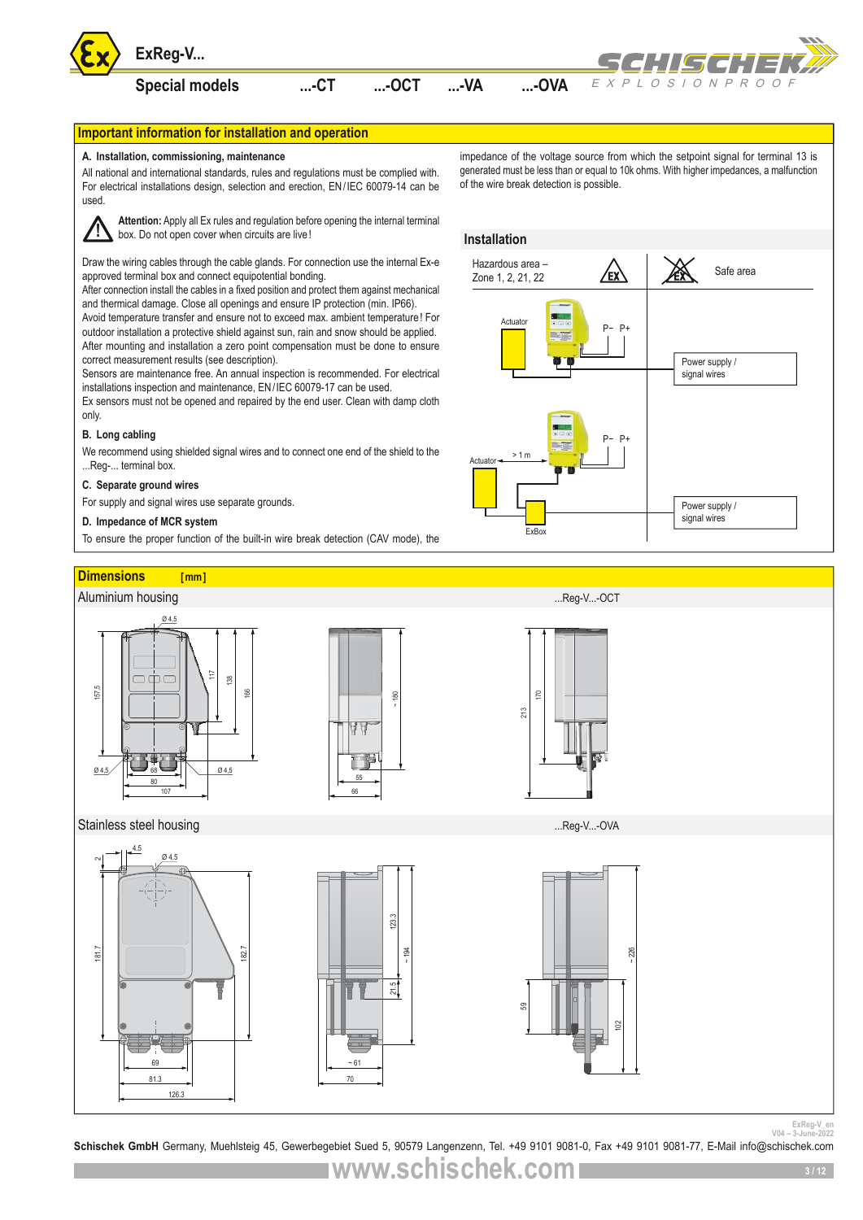## Important information for installation and operation

**A. Installation, commissioning, maintenance**

All national and international standards, rules and regulations must be complied with. For electrical installations design, selection and erection, EN/IEC 60079-14 can be used.

**Attention:** Apply all Ex rules and regulation before opening the internal terminal box. Do not open cover when circuits are live!

Draw the wiring cables through the cable glands. For connection use the internal Ex-e approved terminal box and connect equipotential bonding.
After connection install the cables in a fixed position and protect them against mechanical and thermal damage. Close all openings and ensure IP protection (min. IP66).
Avoid temperature transfer and ensure not to exceed max. ambient temperature! For outdoor installation a protective shield against sun, rain and snow should be applied.
After mounting and installation a zero point compensation must be done to ensure correct measurement results (see description).
Sensors are maintenance free. An annual inspection is recommended. For electrical installations inspection and maintenance, EN/IEC 60079-17 can be used.
Ex sensors must not be opened and repaired by the end user. Clean with damp cloth only.

**B. Long cabling**

We recommend using shielded signal wires and to connect one end of the shield to the ...Reg-... terminal box.

**C. Separate ground wires**

For supply and signal wires use separate grounds.

**D. Impedance of MCR system**

To ensure the proper function of the built-in wire break detection (CAV mode), the impedance of the voltage source from which the setpoint signal for terminal 13 is generated must be less than or equal to 10k ohms. With higher impedances, a malfunction of the wire break detection is possible.

### Installation

Hazardous area – Zone 1, 2, 21, 22 | Safe area

Actuator | P– P+ | Power supply / signal wires

Actuator | > 1 m | ExBox | P– P+ | Power supply / signal wires

## Dimensions [mm]

### Aluminium housing

...Reg-V...-OCT

Ø 4,5 | 157,5 | 117 | 138 | 166 | Ø 4,5 | 68 | 80 | 107 | Ø 4,5 | ~ 180 | 55 | 66 | 213 | 170

### Stainless steel housing

...Reg-V...-OVA

2 | 4.5 | Ø 4.5 | 181.7 | 182.7 | 69 | 81.3 | 126.3 | 123.3 | ~ 194 | 21.5 | ~ 61 | 70 | ~ 226 | 59 | 102

ExReg-V_en
V04 – 3-June-2022

**Schischek GmbH** Germany, Muehlsteig 45, Gewerbegebiet Sued 5, 90579 Langenzenn, Tel. +49 9101 9081-0, Fax +49 9101 9081-77, E-Mail info@schischek.com

www.schischek.com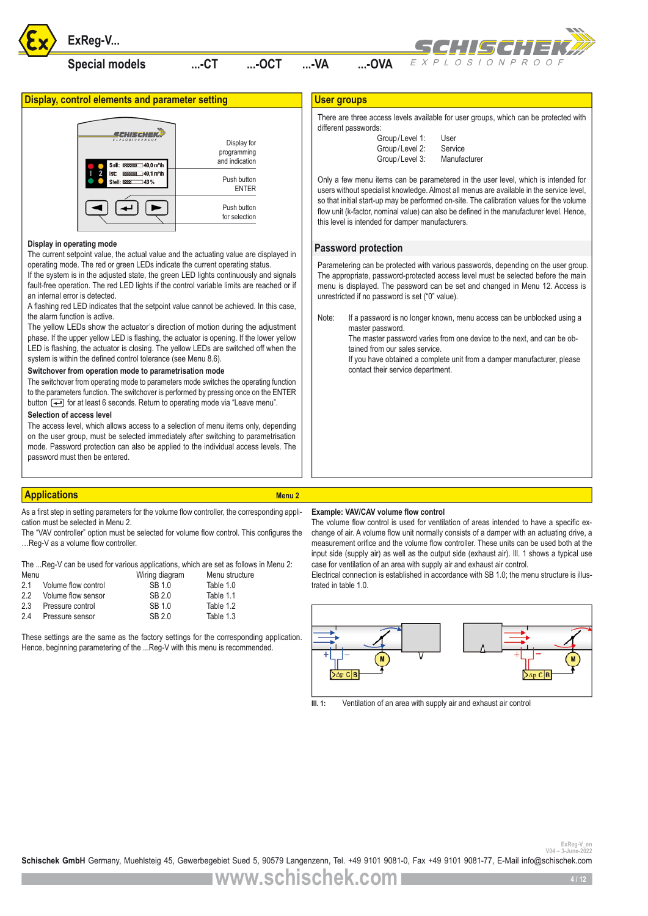## Display, control elements and parameter setting

Display for programming and indication

Push button ENTER

Push button for selection

**Display in operating mode**

The current setpoint value, the actual value and the actuating value are displayed in operating mode. The red or green LEDs indicate the current operating status.
If the system is in the adjusted state, the green LED lights continuously and signals fault-free operation. The red LED lights if the control variable limits are reached or if an internal error is detected.
A flashing red LED indicates that the setpoint value cannot be achieved. In this case, the alarm function is active.
The yellow LEDs show the actuator's direction of motion during the adjustment phase. If the upper yellow LED is flashing, the actuator is opening. If the lower yellow LED is flashing, the actuator is closing. The yellow LEDs are switched off when the system is within the defined control tolerance (see Menu 8.6).

**Switchover from operation mode to parametrisation mode**

The switchover from operating mode to parameters mode switches the operating function to the parameters function. The switchover is performed by pressing once on the ENTER button for at least 6 seconds. Return to operating mode via "Leave menu".

**Selection of access level**

The access level, which allows access to a selection of menu items only, depending on the user group, must be selected immediately after switching to parametrisation mode. Password protection can also be applied to the individual access levels. The password must then be entered.

## User groups

There are three access levels available for user groups, which can be protected with different passwords:

| | |
|---|---|
| Group / Level 1: | User |
| Group / Level 2: | Service |
| Group / Level 3: | Manufacturer |

Only a few menu items can be parameterised in the user level, which is intended for users without specialist knowledge. Almost all menus are available in the service level, so that initial start-up may be performed on-site. The calibration values for the volume flow unit (k-factor, nominal value) can also be defined in the manufacturer level. Hence, this level is intended for damper manufacturers.

## Password protection

Parametering can be protected with various passwords, depending on the user group. The appropriate, password-protected access level must be selected from the main menu is displayed. The password can be set and changed in Menu 12. Access is unrestricted if no password is set ("0" value).

Note: If a password is no longer known, menu access can be unblocked using a master password.
The master password varies from one device to the next, and can be obtained from our sales service.
If you have obtained a complete unit from a damper manufacturer, please contact their service department.

## Applications — Menu 2

As a first step in setting parameters for the volume flow controller, the corresponding application must be selected in Menu 2.
The "VAV controller" option must be selected for volume flow control. This configures the …Reg-V as a volume flow controller.

The ...Reg-V can be used for various applications, which are set as follows in Menu 2:

| Menu | | Wiring diagram | Menu structure |
|---|---|---|---|
| 2.1 | Volume flow control | SB 1.0 | Table 1.0 |
| 2.2 | Volume flow sensor | SB 2.0 | Table 1.1 |
| 2.3 | Pressure control | SB 1.0 | Table 1.2 |
| 2.4 | Pressure sensor | SB 2.0 | Table 1.3 |

These settings are the same as the factory settings for the corresponding application. Hence, beginning parametering of the ...Reg-V with this menu is recommended.

**Example: VAV/CAV volume flow control**

The volume flow control is used for ventilation of areas intended to have a specific exchange of air. A volume flow unit normally consists of a damper with an actuating drive, a measurement orifice and the volume flow controller. These units can be used both at the input side (supply air) as well as the output side (exhaust air). Ill. 1 shows a typical use case for ventilation of an area with supply air and exhaust air control.
Electrical connection is established in accordance with SB 1.0; the menu structure is illustrated in table 1.0.

Ill. 1: Ventilation of an area with supply air and exhaust air control

**Schischek GmbH** Germany, Muehlsteig 45, Gewerbegebiet Sued 5, 90579 Langenzenn, Tel. +49 9101 9081-0, Fax +49 9101 9081-77, E-Mail info@schischek.com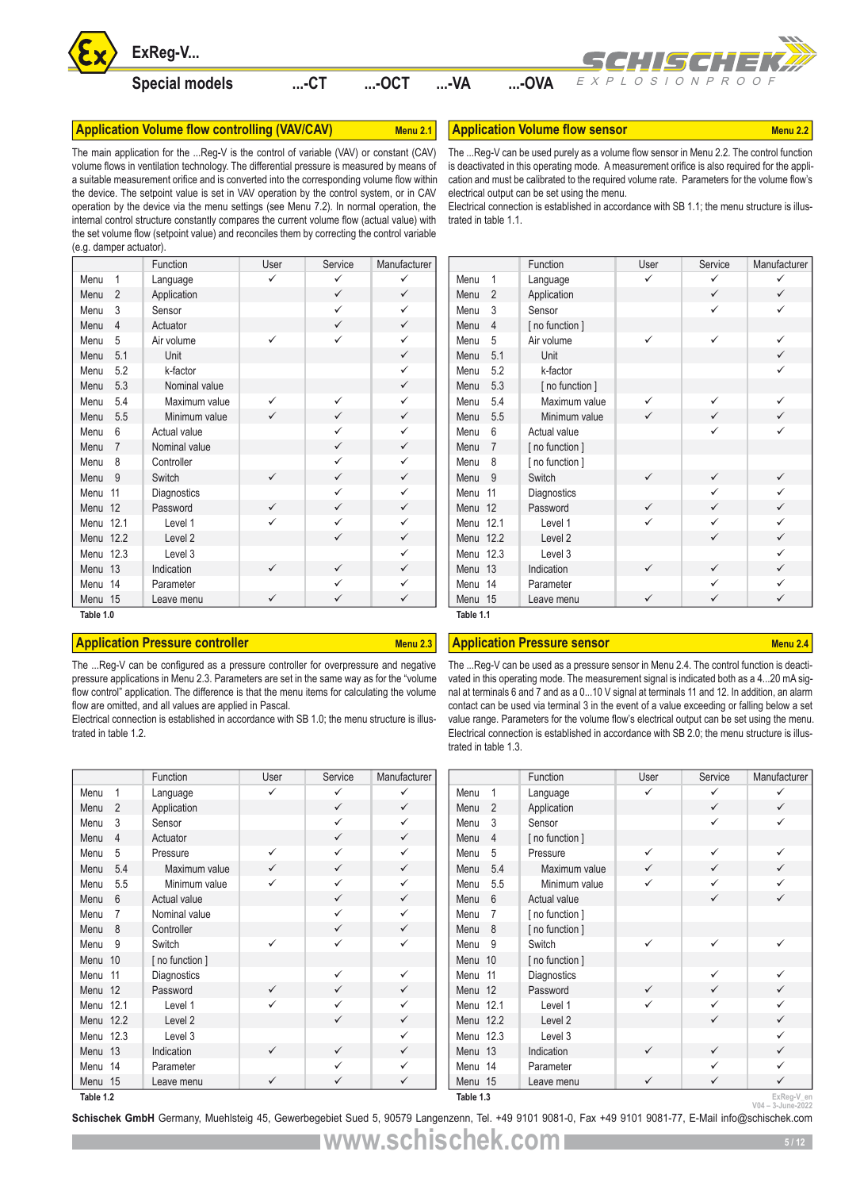## Application Volume flow controlling (VAV/CAV) — Menu 2.1

The main application for the ...Reg-V is the control of variable (VAV) or constant (CAV) volume flows in ventilation technology. The differential pressure is measured by means of a suitable measurement orifice and is converted into the corresponding volume flow within the device. The setpoint value is set in VAV operation by the control system, or in CAV operation by the device via the menu settings (see Menu 7.2). In normal operation, the internal control structure constantly compares the current volume flow (actual value) with the set volume flow (setpoint value) and reconciles them by correcting the control variable (e.g. damper actuator).

| | | Function | User | Service | Manufacturer |
|---|---|---|---|---|---|
| Menu | 1 | Language | ✓ | ✓ | ✓ |
| Menu | 2 | Application | | ✓ | ✓ |
| Menu | 3 | Sensor | | ✓ | ✓ |
| Menu | 4 | Actuator | | ✓ | ✓ |
| Menu | 5 | Air volume | ✓ | ✓ | ✓ |
| Menu | 5.1 | Unit | | | ✓ |
| Menu | 5.2 | k-factor | | | ✓ |
| Menu | 5.3 | Nominal value | | | ✓ |
| Menu | 5.4 | Maximum value | ✓ | ✓ | ✓ |
| Menu | 5.5 | Minimum value | ✓ | ✓ | ✓ |
| Menu | 6 | Actual value | | ✓ | ✓ |
| Menu | 7 | Nominal value | | ✓ | ✓ |
| Menu | 8 | Controller | | ✓ | ✓ |
| Menu | 9 | Switch | ✓ | ✓ | ✓ |
| Menu | 11 | Diagnostics | | ✓ | ✓ |
| Menu | 12 | Password | ✓ | ✓ | ✓ |
| Menu | 12.1 | Level 1 | ✓ | ✓ | ✓ |
| Menu | 12.2 | Level 2 | | ✓ | ✓ |
| Menu | 12.3 | Level 3 | | | ✓ |
| Menu | 13 | Indication | ✓ | ✓ | ✓ |
| Menu | 14 | Parameter | | ✓ | ✓ |
| Menu | 15 | Leave menu | ✓ | ✓ | ✓ |

**Table 1.0**

## Application Volume flow sensor — Menu 2.2

The ...Reg-V can be used purely as a volume flow sensor in Menu 2.2. The control function is deactivated in this operating mode. A measurement orifice is also required for the application and must be calibrated to the required volume rate. Parameters for the volume flow's electrical output can be set using the menu.

Electrical connection is established in accordance with SB 1.1; the menu structure is illustrated in table 1.1.

| | | Function | User | Service | Manufacturer |
|---|---|---|---|---|---|
| Menu | 1 | Language | ✓ | ✓ | ✓ |
| Menu | 2 | Application | | ✓ | ✓ |
| Menu | 3 | Sensor | | ✓ | ✓ |
| Menu | 4 | [ no function ] | | | |
| Menu | 5 | Air volume | ✓ | ✓ | ✓ |
| Menu | 5.1 | Unit | | | ✓ |
| Menu | 5.2 | k-factor | | | ✓ |
| Menu | 5.3 | [ no function ] | | | |
| Menu | 5.4 | Maximum value | ✓ | ✓ | ✓ |
| Menu | 5.5 | Minimum value | ✓ | ✓ | ✓ |
| Menu | 6 | Actual value | | ✓ | ✓ |
| Menu | 7 | [ no function ] | | | |
| Menu | 8 | [ no function ] | | | |
| Menu | 9 | Switch | ✓ | ✓ | ✓ |
| Menu | 11 | Diagnostics | | ✓ | ✓ |
| Menu | 12 | Password | ✓ | ✓ | ✓ |
| Menu | 12.1 | Level 1 | ✓ | ✓ | ✓ |
| Menu | 12.2 | Level 2 | | ✓ | ✓ |
| Menu | 12.3 | Level 3 | | | ✓ |
| Menu | 13 | Indication | ✓ | ✓ | ✓ |
| Menu | 14 | Parameter | | ✓ | ✓ |
| Menu | 15 | Leave menu | ✓ | ✓ | ✓ |

**Table 1.1**

## Application Pressure controller — Menu 2.3

The ...Reg-V can be configured as a pressure controller for overpressure and negative pressure applications in Menu 2.3. Parameters are set in the same way as for the "volume flow control" application. The difference is that the menu items for calculating the volume flow are omitted, and all values are applied in Pascal.

Electrical connection is established in accordance with SB 1.0; the menu structure is illustrated in table 1.2.

| | | Function | User | Service | Manufacturer |
|---|---|---|---|---|---|
| Menu | 1 | Language | ✓ | ✓ | ✓ |
| Menu | 2 | Application | | ✓ | ✓ |
| Menu | 3 | Sensor | | ✓ | ✓ |
| Menu | 4 | Actuator | | ✓ | ✓ |
| Menu | 5 | Pressure | ✓ | ✓ | ✓ |
| Menu | 5.4 | Maximum value | ✓ | ✓ | ✓ |
| Menu | 5.5 | Minimum value | ✓ | ✓ | ✓ |
| Menu | 6 | Actual value | | ✓ | ✓ |
| Menu | 7 | Nominal value | | ✓ | ✓ |
| Menu | 8 | Controller | | ✓ | ✓ |
| Menu | 9 | Switch | ✓ | ✓ | ✓ |
| Menu | 10 | [ no function ] | | | |
| Menu | 11 | Diagnostics | | ✓ | ✓ |
| Menu | 12 | Password | ✓ | ✓ | ✓ |
| Menu | 12.1 | Level 1 | ✓ | ✓ | ✓ |
| Menu | 12.2 | Level 2 | | ✓ | ✓ |
| Menu | 12.3 | Level 3 | | | ✓ |
| Menu | 13 | Indication | ✓ | ✓ | ✓ |
| Menu | 14 | Parameter | | ✓ | ✓ |
| Menu | 15 | Leave menu | ✓ | ✓ | ✓ |

**Table 1.2**

## Application Pressure sensor — Menu 2.4

The ...Reg-V can be used as a pressure sensor in Menu 2.4. The control function is deactivated in this operating mode. The measurement signal is indicated both as a 4...20 mA signal at terminals 6 and 7 and as a 0...10 V signal at terminals 11 and 12. In addition, an alarm contact can be used via terminal 3 in the event of a value exceeding or falling below a set value range. Parameters for the volume flow's electrical output can be set using the menu.

Electrical connection is established in accordance with SB 2.0; the menu structure is illustrated in table 1.3.

| | | Function | User | Service | Manufacturer |
|---|---|---|---|---|---|
| Menu | 1 | Language | ✓ | ✓ | ✓ |
| Menu | 2 | Application | | ✓ | ✓ |
| Menu | 3 | Sensor | | ✓ | ✓ |
| Menu | 4 | [ no function ] | | | |
| Menu | 5 | Pressure | ✓ | ✓ | ✓ |
| Menu | 5.4 | Maximum value | ✓ | ✓ | ✓ |
| Menu | 5.5 | Minimum value | ✓ | ✓ | ✓ |
| Menu | 6 | Actual value | | ✓ | ✓ |
| Menu | 7 | [ no function ] | | | |
| Menu | 8 | [ no function ] | | | |
| Menu | 9 | Switch | ✓ | ✓ | ✓ |
| Menu | 10 | [ no function ] | | | |
| Menu | 11 | Diagnostics | | ✓ | ✓ |
| Menu | 12 | Password | ✓ | ✓ | ✓ |
| Menu | 12.1 | Level 1 | ✓ | ✓ | ✓ |
| Menu | 12.2 | Level 2 | | ✓ | ✓ |
| Menu | 12.3 | Level 3 | | | ✓ |
| Menu | 13 | Indication | ✓ | ✓ | ✓ |
| Menu | 14 | Parameter | | ✓ | ✓ |
| Menu | 15 | Leave menu | ✓ | ✓ | ✓ |

**Table 1.3**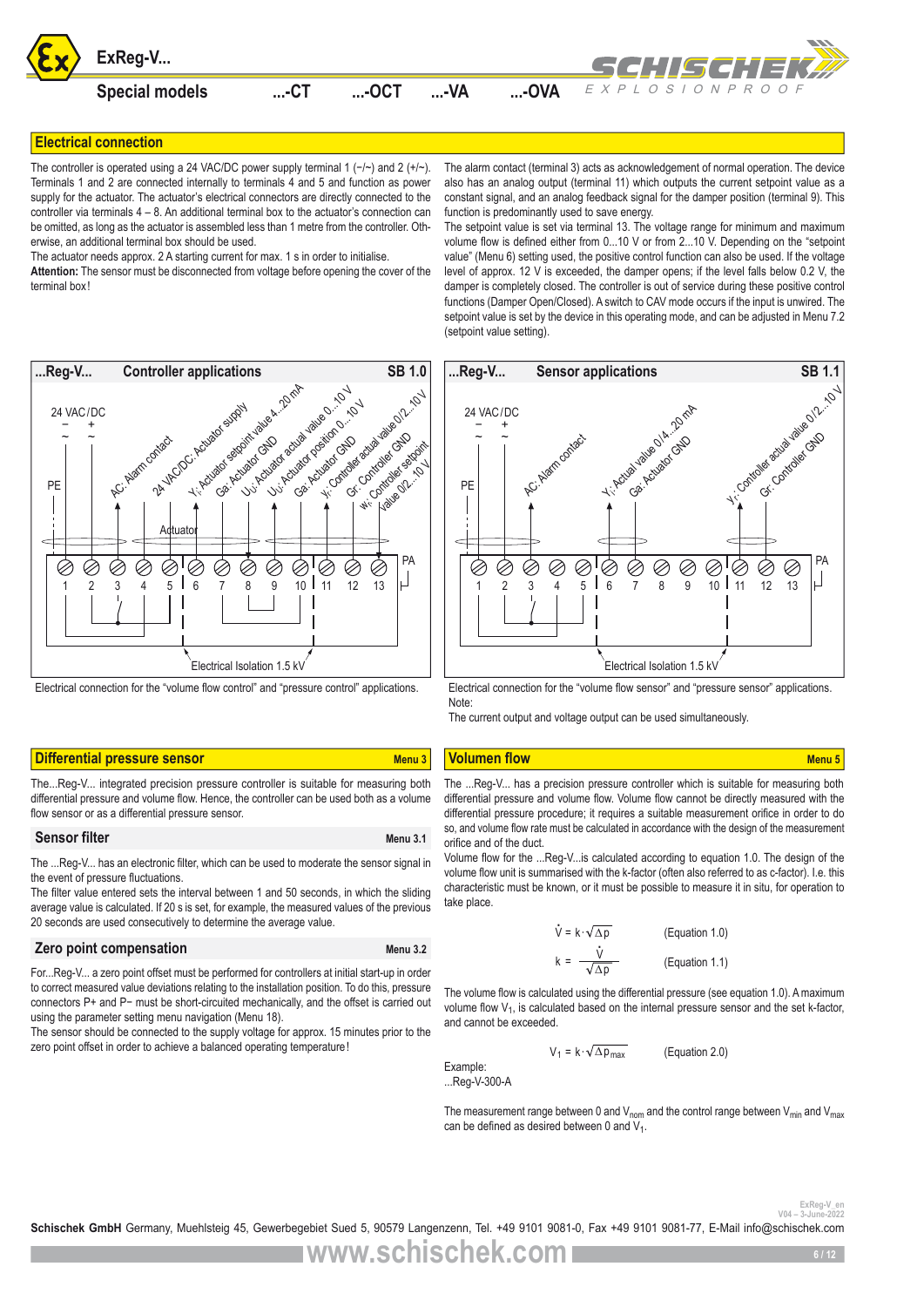## Electrical connection

The controller is operated using a 24 VAC/DC power supply terminal 1 (−/~) and 2 (+/~). Terminals 1 and 2 are connected internally to terminals 4 and 5 and function as power supply for the actuator. The actuator's electrical connectors are directly connected to the controller via terminals 4 – 8. An additional terminal box to the actuator's connection can be omitted, as long as the actuator is assembled less than 1 metre from the controller. Otherwise, an additional terminal box should be used.

The actuator needs approx. 2 A starting current for max. 1 s in order to initialise.

**Attention:** The sensor must be disconnected from voltage before opening the cover of the terminal box!

The alarm contact (terminal 3) acts as acknowledgement of normal operation. The device also has an analog output (terminal 11) which outputs the current setpoint value as a constant signal, and an analog feedback signal for the damper position (terminal 9). This function is predominantly used to save energy.

The setpoint value is set via terminal 13. The voltage range for minimum and maximum volume flow is defined either from 0...10 V or from 2...10 V. Depending on the "setpoint value" (Menu 6) setting used, the positive control function can also be used. If the voltage level of approx. 12 V is exceeded, the damper opens; if the level falls below 0.2 V, the damper is completely closed. The controller is out of service during these positive control functions (Damper Open/Closed). A switch to CAV mode occurs if the input is unwired. The setpoint value is set by the device in this operating mode, and can be adjusted in Menu 7.2 (setpoint value setting).

**...Reg-V... Controller applications SB 1.0**

24 VAC/DC − + ~ ~ ; PE ; AC: Alarm contact ; 24 VAC/DC: Actuator supply ; $Y_i$: Actuator setpoint value 4...20 mA ; Ga: Actuator GND ; $U_i$: Actuator actual value 0...10 V ; $U_i$: Actuator position 0...10 V ; Ga: Actuator GND ; $Y_i$: Controller actual value 0/2...10 V ; Gr: Controller GND ; $w_i$: Controller setpoint value 0/2...10 V ; Actuator ; PA ; Terminals 1 2 3 4 5 6 7 8 9 10 11 12 13 ; Electrical Isolation 1.5 kV

Electrical connection for the "volume flow control" and "pressure control" applications.

**...Reg-V... Sensor applications SB 1.1**

24 VAC/DC − + ~ ~ ; PE ; AC: Alarm contact ; $Y_i$: Actual value 0/4...20 mA ; Ga: Actuator GND ; $Y_i$: Controller actual value 0/2...10 V ; Gr: Controller GND ; PA ; Terminals 1 2 3 4 5 6 7 8 9 10 11 12 13 ; Electrical Isolation 1.5 kV

Electrical connection for the "volume flow sensor" and "pressure sensor" applications.
Note:
The current output and voltage output can be used simultaneously.

## Differential pressure sensor — Menu 3

The...Reg-V... integrated precision pressure controller is suitable for measuring both differential pressure and volume flow. Hence, the controller can be used both as a volume flow sensor or as a differential pressure sensor.

### Sensor filter — Menu 3.1

The ...Reg-V... has an electronic filter, which can be used to moderate the sensor signal in the event of pressure fluctuations.

The filter value entered sets the interval between 1 and 50 seconds, in which the sliding average value is calculated. If 20 s is set, for example, the measured values of the previous 20 seconds are used consecutively to determine the average value.

### Zero point compensation — Menu 3.2

For...Reg-V... a zero point offset must be performed for controllers at initial start-up in order to correct measured value deviations relating to the installation position. To do this, pressure connectors P+ and P− must be short-circuited mechanically, and the offset is carried out using the parameter setting menu navigation (Menu 18).

The sensor should be connected to the supply voltage for approx. 15 minutes prior to the zero point offset in order to achieve a balanced operating temperature!

## Volumen flow — Menu 5

The ...Reg-V... has a precision pressure controller which is suitable for measuring both differential pressure and volume flow. Volume flow cannot be directly measured with the differential pressure procedure; it requires a suitable measurement orifice in order to do so, and volume flow rate must be calculated in accordance with the design of the measurement orifice and of the duct.

Volume flow for the ...Reg-V...is calculated according to equation 1.0. The design of the volume flow unit is summarised with the k-factor (often also referred to as c-factor). I.e. this characteristic must be known, or it must be possible to measure it in situ, for operation to take place.

$$\dot{V} = k \cdot \sqrt{\Delta p} \qquad \text{(Equation 1.0)}$$

$$k = \frac{\dot{V}}{\sqrt{\Delta p}} \qquad \text{(Equation 1.1)}$$

The volume flow is calculated using the differential pressure (see equation 1.0). A maximum volume flow $V_1$, is calculated based on the internal pressure sensor and the set k-factor, and cannot be exceeded.

$$V_1 = k \cdot \sqrt{\Delta p_{max}} \qquad \text{(Equation 2.0)}$$

Example:
...Reg-V-300-A

The measurement range between 0 and $V_{nom}$ and the control range between $V_{min}$ and $V_{max}$ can be defined as desired between 0 and $V_1$.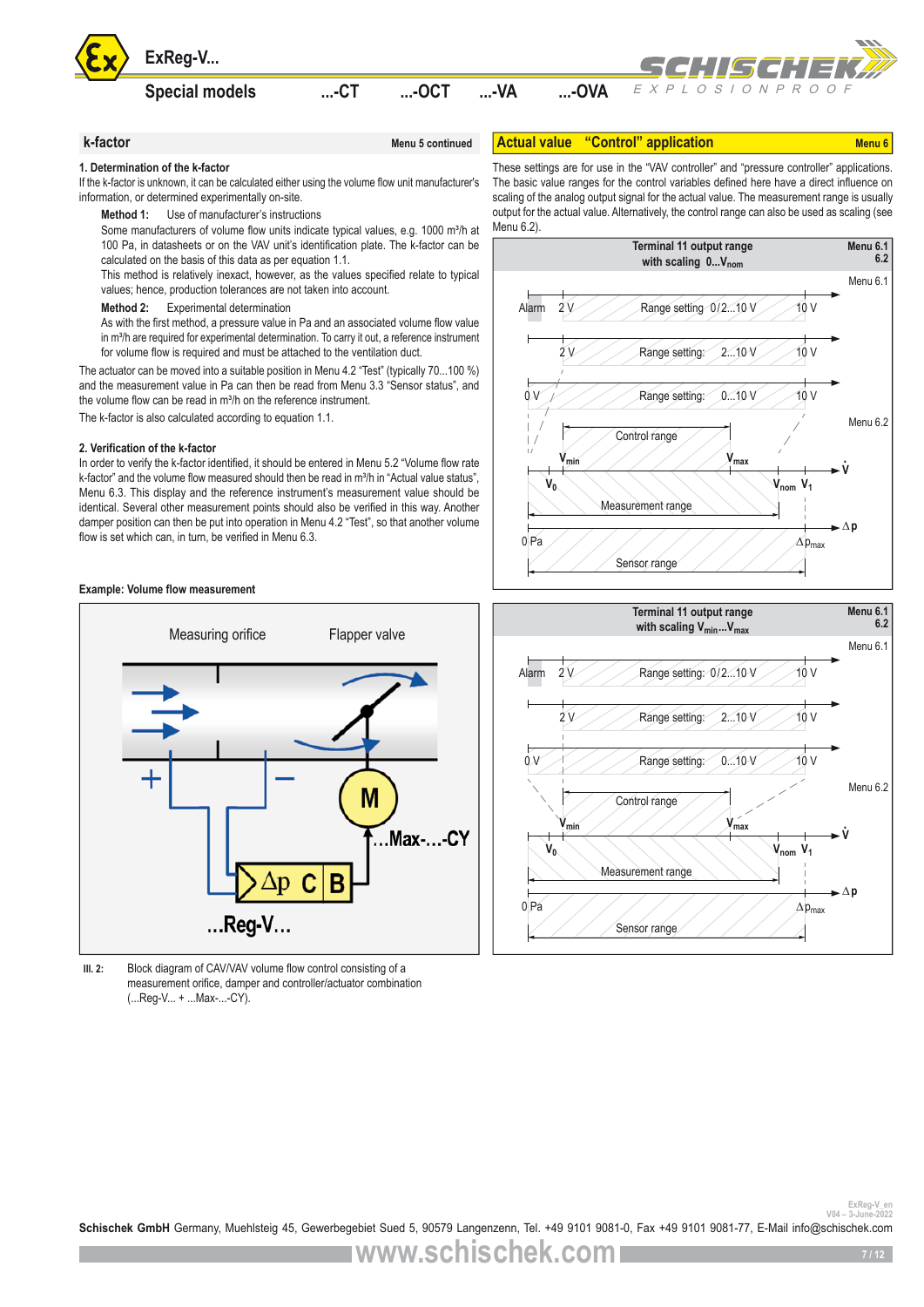## k-factor

Menu 5 continued

**1. Determination of the k-factor**

If the k-factor is unknown, it can be calculated either using the volume flow unit manufacturer's information, or determined experimentally on-site.

**Method 1:** Use of manufacturer's instructions

Some manufacturers of volume flow units indicate typical values, e.g. 1000 m³/h at 100 Pa, in datasheets or on the VAV unit's identification plate. The k-factor can be calculated on the basis of this data as per equation 1.1.

This method is relatively inexact, however, as the values specified relate to typical values; hence, production tolerances are not taken into account.

**Method 2:** Experimental determination

As with the first method, a pressure value in Pa and an associated volume flow value in m³/h are required for experimental determination. To carry it out, a reference instrument for volume flow is required and must be attached to the ventilation duct.

The actuator can be moved into a suitable position in Menu 4.2 "Test" (typically 70...100 %) and the measurement value in Pa can then be read from Menu 3.3 "Sensor status", and the volume flow can be read in m³/h on the reference instrument.

The k-factor is also calculated according to equation 1.1.

**2. Verification of the k-factor**

In order to verify the k-factor identified, it should be entered in Menu 5.2 "Volume flow rate k-factor" and the volume flow measured should then be read in m³/h in "Actual value status", Menu 6.3. This display and the reference instrument's measurement value should be identical. Several other measurement points should also be verified in this way. Another damper position can then be put into operation in Menu 4.2 "Test", so that another volume flow is set which can, in turn, be verified in Menu 6.3.

**Example: Volume flow measurement**

Measuring orifice | Flapper valve | M | ...Max-...-CY | Δp C B | ...Reg-V...

Ill. 2: Block diagram of CAV/VAV volume flow control consisting of a measurement orifice, damper and controller/actuator combination (...Reg-V... + ...Max-...-CY).

## Actual value "Control" application

Menu 6

These settings are for use in the "VAV controller" and "pressure controller" applications. The basic value ranges for the control variables defined here have a direct influence on scaling of the analog output signal for the actual value. The measurement range is usually output for the actual value. Alternatively, the control range can also be used as scaling (see Menu 6.2).

**Terminal 11 output range with scaling 0...$V_{nom}$** (Menu 6.1, 6.2)

Menu 6.1: Alarm 2 V – Range setting 0/2...10 V – 10 V; 2 V – Range setting: 2...10 V – 10 V; 0 V – Range setting: 0...10 V – 10 V

Menu 6.2: Control range $V_{min}$ ... $V_{max}$; $V_0$ – Measurement range – $V_{nom}$ $V_1$ $\dot{V}$; 0 Pa – Sensor range – $\Delta p_{max}$ $\Delta p$

**Terminal 11 output range with scaling $V_{min}$...$V_{max}$** (Menu 6.1, 6.2)

Menu 6.1: Alarm 2 V – Range setting: 0/2...10 V – 10 V; 2 V – Range setting: 2...10 V – 10 V; 0 V – Range setting: 0...10 V – 10 V

Menu 6.2: Control range $V_{min}$ ... $V_{max}$; $V_0$ – Measurement range – $V_{nom}$ $V_1$ $\dot{V}$; 0 Pa – Sensor range – $\Delta p_{max}$ $\Delta p$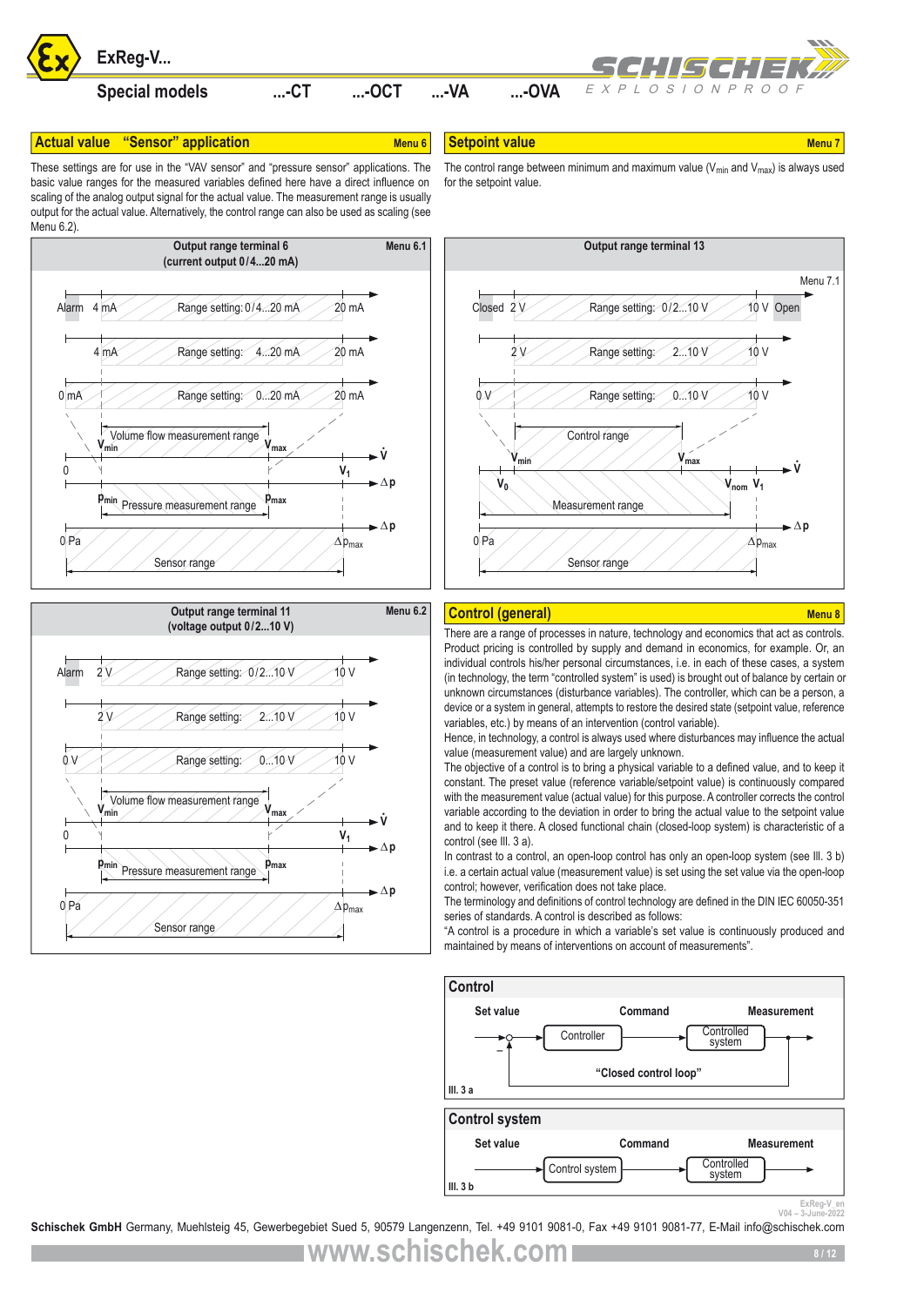## Actual value "Sensor" application

Menu 6

These settings are for use in the "VAV sensor" and "pressure sensor" applications. The basic value ranges for the measured variables defined here have a direct influence on scaling of the analog output signal for the actual value. The measurement range is usually output for the actual value. Alternatively, the control range can also be used as scaling (see Menu 6.2).

### Output range terminal 6 (current output 0/4...20 mA)

Menu 6.1

- Alarm 4 mA — Range setting: 0/4...20 mA — 20 mA
- 4 mA — Range setting: 4...20 mA — 20 mA
- 0 mA — Range setting: 0...20 mA — 20 mA
- Volume flow measurement range: $\dot{V}_{min}$ … $\dot{V}_{max}$; 0 … $V_1$ ($\dot{V}$)
- Pressure measurement range: $p_{min}$ … $p_{max}$ ($\Delta p$)
- Sensor range: 0 Pa … $\Delta p_{max}$ ($\Delta p$)

### Output range terminal 11 (voltage output 0/2...10 V)

Menu 6.2

- Alarm 2 V — Range setting: 0/2...10 V — 10 V
- 2 V — Range setting: 2...10 V — 10 V
- 0 V — Range setting: 0...10 V — 10 V
- Volume flow measurement range: $\dot{V}_{min}$ … $\dot{V}_{max}$; 0 … $V_1$ ($\dot{V}$)
- Pressure measurement range: $p_{min}$ … $p_{max}$ ($\Delta p$)
- Sensor range: 0 Pa … $\Delta p_{max}$ ($\Delta p$)

## Setpoint value

Menu 7

The control range between minimum and maximum value ($V_{min}$ and $V_{max}$) is always used for the setpoint value.

### Output range terminal 13

Menu 7.1

- Closed 2 V — Range setting: 0/2...10 V — 10 V Open
- 2 V — Range setting: 2...10 V — 10 V
- 0 V — Range setting: 0...10 V — 10 V
- Control range: $\dot{V}_{min}$ … $\dot{V}_{max}$ ($\dot{V}$)
- Measurement range: $V_0$ … $V_{nom}$, $V_1$
- Sensor range: 0 Pa … $\Delta p_{max}$ ($\Delta p$)

## Control (general)

Menu 8

There are a range of processes in nature, technology and economics that act as controls. Product pricing is controlled by supply and demand in economics, for example. Or, an individual controls his/her personal circumstances, i.e. in each of these cases, a system (in technology, the term "controlled system" is used) is brought out of balance by certain or unknown circumstances (disturbance variables). The controller, which can be a person, a device or a system in general, attempts to restore the desired state (setpoint value, reference variables, etc.) by means of an intervention (control variable).

Hence, in technology, a control is always used where disturbances may influence the actual value (measurement value) and are largely unknown.

The objective of a control is to bring a physical variable to a defined value, and to keep it constant. The preset value (reference variable/setpoint value) is continuously compared with the measurement value (actual value) for this purpose. A controller corrects the control variable according to the deviation in order to bring the actual value to the setpoint value and to keep it there. A closed functional chain (closed-loop system) is characteristic of a control (see Ill. 3 a).

In contrast to a control, an open-loop control has only an open-loop system (see Ill. 3 b) i.e. a certain actual value (measurement value) is set using the set value via the open-loop control; however, verification does not take place.

The terminology and definitions of control technology are defined in the DIN IEC 60050-351 series of standards. A control is described as follows:

"A control is a procedure in which a variable's set value is continuously produced and maintained by means of interventions on account of measurements".

### Control

Set value → Controller → Command → Controlled system → Measurement; "Closed control loop" (feedback, –)

Ill. 3 a

### Control system

Set value → Control system → Command → Controlled system → Measurement

Ill. 3 b

ExReg-V_en V04 – 3-June-2022

**Schischek GmbH** Germany, Muehlsteig 45, Gewerbegebiet Sued 5, 90579 Langenzenn, Tel. +49 9101 9081-0, Fax +49 9101 9081-77, E-Mail info@schischek.com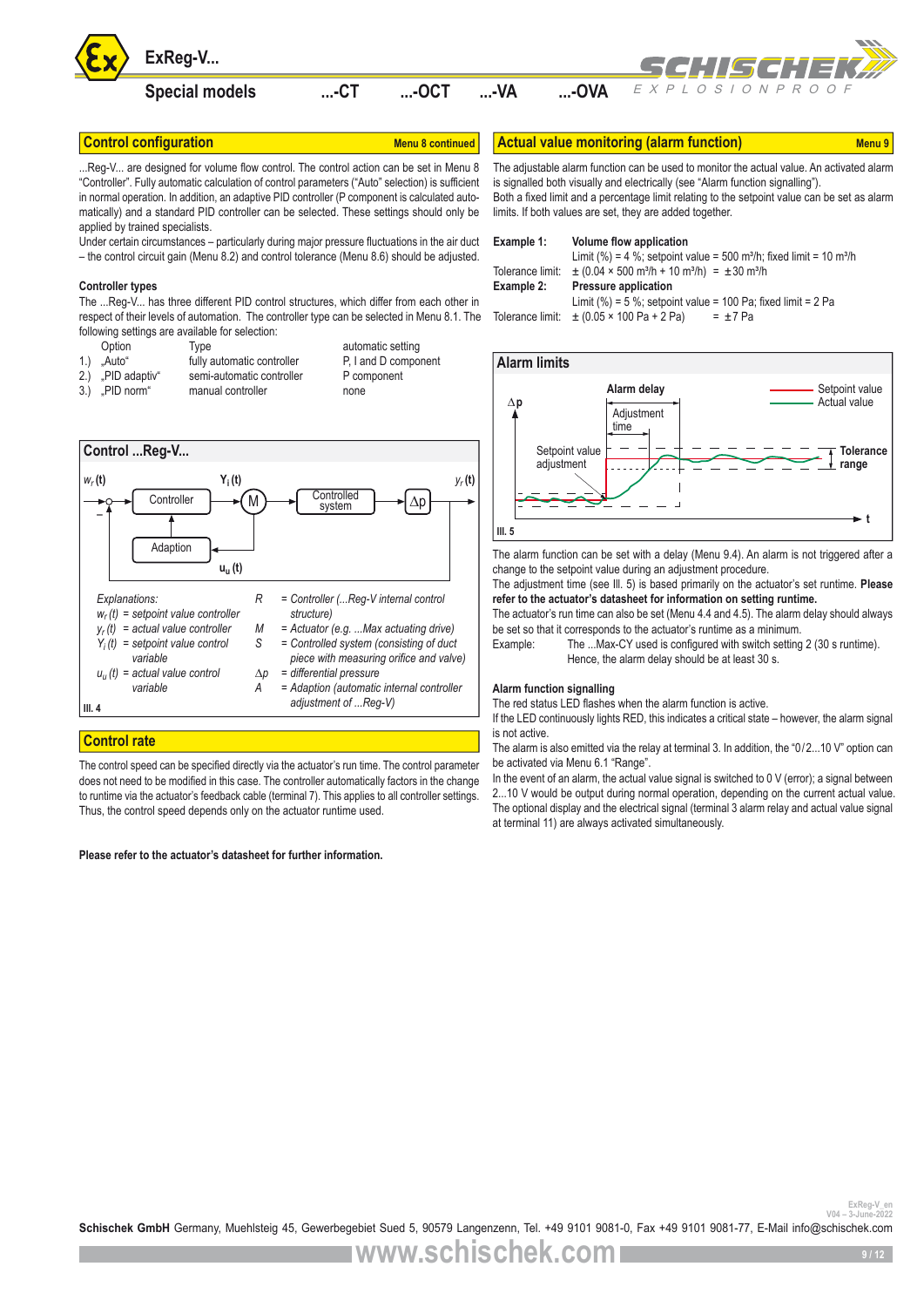## Control configuration

Menu 8 continued

...Reg-V... are designed for volume flow control. The control action can be set in Menu 8 "Controller". Fully automatic calculation of control parameters ("Auto" selection) is sufficient in normal operation. In addition, an adaptive PID controller (P component is calculated automatically) and a standard PID controller can be selected. These settings should only be applied by trained specialists.

Under certain circumstances – particularly during major pressure fluctuations in the air duct – the control circuit gain (Menu 8.2) and control tolerance (Menu 8.6) should be adjusted.

### Controller types

The ...Reg-V... has three different PID control structures, which differ from each other in respect of their levels of automation. The controller type can be selected in Menu 8.1. The following settings are available for selection:

| | Option | Type | automatic setting |
|---|---|---|---|
| 1.) | „Auto“ | fully automatic controller | P, I and D component |
| 2.) | „PID adaptiv“ | semi-automatic controller | P component |
| 3.) | „PID norm“ | manual controller | none |

### Control ...Reg-V...

Explanations:

- $w_r(t)$ = setpoint value controller
- $y_r(t)$ = actual value controller
- $Y_i(t)$ = setpoint value control variable
- $u_u(t)$ = actual value control variable
- R = Controller (...Reg-V internal control structure)
- M = Actuator (e.g. ...Max actuating drive)
- S = Controlled system (consisting of duct piece with measuring orifice and valve)
- Δp = differential pressure
- A = Adaption (automatic internal controller adjustment of ...Reg-V)

Ill. 4

## Control rate

The control speed can be specified directly via the actuator's run time. The control parameter does not need to be modified in this case. The controller automatically factors in the change to runtime via the actuator's feedback cable (terminal 7). This applies to all controller settings. Thus, the control speed depends only on the actuator runtime used.

**Please refer to the actuator's datasheet for further information.**

## Actual value monitoring (alarm function)

Menu 9

The adjustable alarm function can be used to monitor the actual value. An activated alarm is signalled both visually and electrically (see "Alarm function signalling").

Both a fixed limit and a percentage limit relating to the setpoint value can be set as alarm limits. If both values are set, they are added together.

**Example 1:** **Volume flow application**
Limit (%) = 4 %; setpoint value = 500 m³/h; fixed limit = 10 m³/h
Tolerance limit: ± (0.04 × 500 m³/h + 10 m³/h) = ±30 m³/h

**Example 2:** **Pressure application**
Limit (%) = 5 %; setpoint value = 100 Pa; fixed limit = 2 Pa
Tolerance limit: ± (0.05 × 100 Pa + 2 Pa) = ±7 Pa

### Alarm limits

Ill. 5

The alarm function can be set with a delay (Menu 9.4). An alarm is not triggered after a change to the setpoint value during an adjustment procedure.

The adjustment time (see Ill. 5) is based primarily on the actuator's set runtime. **Please refer to the actuator's datasheet for information on setting runtime.**

The actuator's run time can also be set (Menu 4.4 and 4.5). The alarm delay should always be set so that it corresponds to the actuator's runtime as a minimum.

Example: The ...Max-CY used is configured with switch setting 2 (30 s runtime). Hence, the alarm delay should be at least 30 s.

### Alarm function signalling

The red status LED flashes when the alarm function is active.

If the LED continuously lights RED, this indicates a critical state – however, the alarm signal is not active.

The alarm is also emitted via the relay at terminal 3. In addition, the "0/2...10 V" option can be activated via Menu 6.1 "Range".

In the event of an alarm, the actual value signal is switched to 0 V (error); a signal between 2...10 V would be output during normal operation, depending on the current actual value. The optional display and the electrical signal (terminal 3 alarm relay and actual value signal at terminal 11) are always activated simultaneously.

**Schischek GmbH** Germany, Muehlsteig 45, Gewerbegebiet Sued 5, 90579 Langenzenn, Tel. +49 9101 9081-0, Fax +49 9101 9081-77, E-Mail info@schischek.com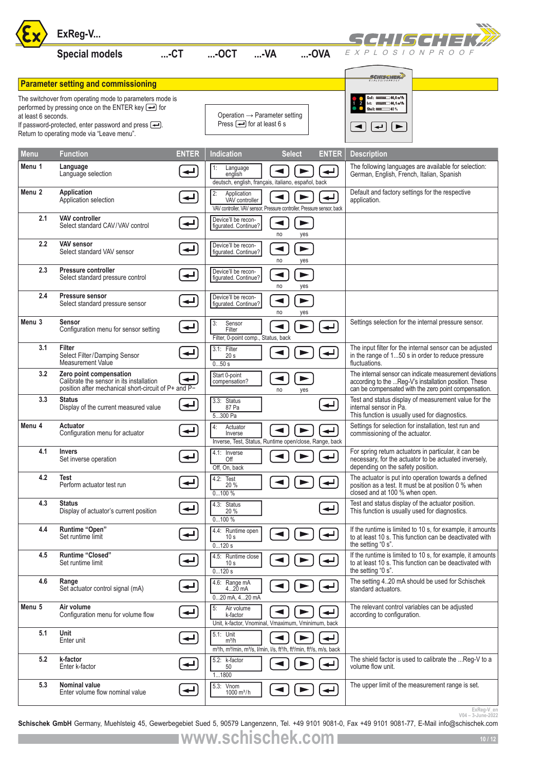# ExReg-V...

## Special models ...-CT ...-OCT ...-VA ...-OVA

## Parameter setting and commissioning

The switchover from operating mode to parameters mode is performed by pressing once on the ENTER key ⏎ for at least 6 seconds.
If password-protected, enter password and press ⏎.
Return to operating mode via "Leave menu".

Operation → Parameter setting
Press ⏎ for at least 6 s

| Menu | Function | ENTER | Indication | Select | ENTER | Description |
|---|---|---|---|---|---|---|
| Menu 1 | **Language** Language selection | ⏎ | 1: Language english — deutsch, english, français, italiano, español, back | ◄ ► | ⏎ | The following languages are available for selection: German, English, French, Italian, Spanish |
| Menu 2 | **Application** Application selection | ⏎ | 2: Application VAV controller — VAV controller, VAV sensor, Pressure controller, Pressure sensor, back | ◄ ► | ⏎ | Default and factory settings for the respective application. |
| 2.1 | **VAV controller** Select standard CAV/VAV control | ⏎ | Device'll be reconfigurated. Continue? | ◄ no ► yes | | |
| 2.2 | **VAV sensor** Select standard VAV sensor | ⏎ | Device'll be reconfigurated. Continue? | ◄ no ► yes | | |
| 2.3 | **Pressure controller** Select standard pressure control | ⏎ | Device'll be reconfigurated. Continue? | ◄ no ► yes | | |
| 2.4 | **Pressure sensor** Select standard pressure sensor | ⏎ | Device'll be reconfigurated. Continue? | ◄ no ► yes | | |
| Menu 3 | **Sensor** Configuration menu for sensor setting | ⏎ | 3: Sensor Filter — Filter, 0-point comp., Status, back | ◄ ► | ⏎ | Settings selection for the internal pressure sensor. |
| 3.1 | **Filter** Select Filter/Damping Sensor Measurement Value | ⏎ | 3.1: Filter 20 s — 0...50 s | ◄ ► | ⏎ | The input filter for the internal sensor can be adjusted in the range of 1...50 s in order to reduce pressure fluctuations. |
| 3.2 | **Zero point compensation** Calibrate the sensor in its installation position after mechanical short-circuit of P+ and P− | ⏎ | Start 0-point compensation? | ◄ no ► yes | | The internal sensor can indicate measurement deviations according to the ...Reg-V's installation position. These can be compensated with the zero point compensation. |
| 3.3 | **Status** Display of the current measured value | ⏎ | 3.3: Status 87 Pa — 5...300 Pa | | ⏎ | Test and status display of measurement value for the internal sensor in Pa. This function is usually used for diagnostics. |
| Menu 4 | **Actuator** Configuration menu for actuator | ⏎ | 4: Actuator Inverse — Inverse, Test, Status, Runtime open/close, Range, back | ◄ ► | ⏎ | Settings for selection for installation, test run and commissioning of the actuator. |
| 4.1 | **Invers** Set inverse operation | ⏎ | 4.1: Inverse Off — Off, On, back | ◄ ► | ⏎ | For spring return actuators in particular, it can be necessary, for the actuator to be actuated inversely, depending on the safety position. |
| 4.2 | **Test** Perform actuator test run | ⏎ | 4.2: Test 20 % — 0...100 % | ◄ ► | ⏎ | The actuator is put into operation towards a defined position as a test. It must be at position 0 % when closed and at 100 % when open. |
| 4.3 | **Status** Display of actuator's current position | ⏎ | 4.3: Status 20 % — 0...100 % | | ⏎ | Test and status display of the actuator position. This function is usually used for diagnostics. |
| 4.4 | **Runtime "Open"** Set runtime limit | ⏎ | 4.4: Runtime open 10 s — 0...120 s | ◄ ► | ⏎ | If the runtime is limited to 10 s, for example, it amounts to at least 10 s. This function can be deactivated with the setting "0 s". |
| 4.5 | **Runtime "Closed"** Set runtime limit | ⏎ | 4.5: Runtime close 10 s — 0...120 s | ◄ ► | ⏎ | If the runtime is limited to 10 s, for example, it amounts to at least 10 s. This function can be deactivated with the setting "0 s". |
| 4.6 | **Range** Set actuator control signal (mA) | ⏎ | 4.6: Range mA 4...20 mA — 0...20 mA, 4...20 mA | ◄ ► | ⏎ | The setting 4..20 mA should be used for Schischek standard actuators. |
| Menu 5 | **Air volume** Configuration menu for volume flow | ⏎ | 5: Air volume k-factor — Unit, k-factor, Vnominal, Vmaximum, Vminimum, back | ◄ ► | ⏎ | The relevant control variables can be adjusted according to configuration. |
| 5.1 | **Unit** Enter unit | ⏎ | 5.1: Unit m³/h — m³/h, m³/min, m³/s, l/min, l/s, ft³/h, ft³/min, ft³/s, m/s, back | ◄ ► | ⏎ | |
| 5.2 | **k-factor** Enter k-factor | ⏎ | 5.2: k-factor 50 — 1...1800 | ◄ ► | ⏎ | The shield factor is used to calibrate the ...Reg-V to a volume flow unit. |
| 5.3 | **Nominal value** Enter volume flow nominal value | ⏎ | 5.3: Vnom 1000 m³/h | ◄ ► | ⏎ | The upper limit of the measurement range is set. |

ExReg-V_en
V04 – 3-June-2022

**Schischek GmbH** Germany, Muehlsteig 45, Gewerbegebiet Sued 5, 90579 Langenzenn, Tel. +49 9101 9081-0, Fax +49 9101 9081-77, E-Mail info@schischek.com

www.schischek.com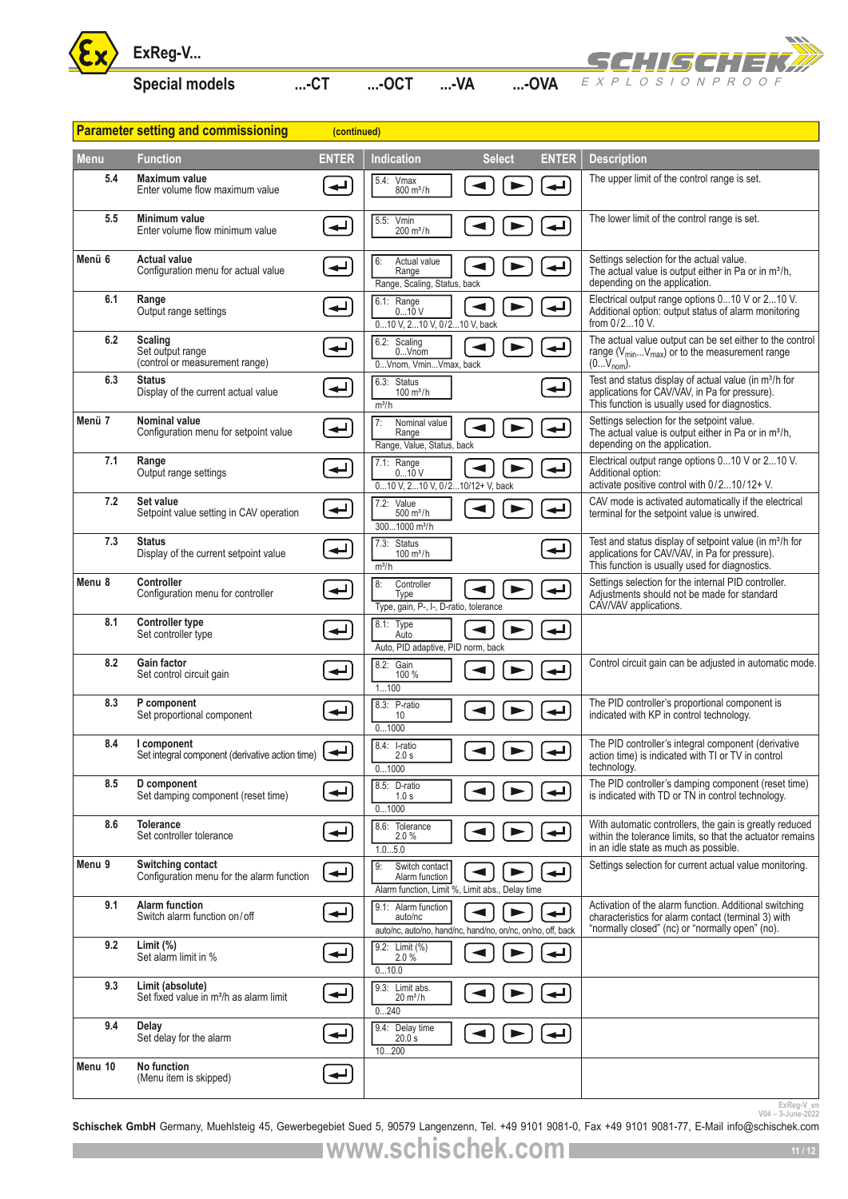## Parameter setting and commissioning (continued)

| Menu | Function | ENTER | Indication | Select | ENTER | Description |
|---|---|---|---|---|---|---|
| 5.4 | **Maximum value** Enter volume flow maximum value | ↵ | 5.4: Vmax 800 m³/h | ◄ ► | ↵ | The upper limit of the control range is set. |
| 5.5 | **Minimum value** Enter volume flow minimum value | ↵ | 5.5: Vmin 200 m³/h | ◄ ► | ↵ | The lower limit of the control range is set. |
| **Menü 6** | **Actual value** Configuration menu for actual value | ↵ | 6: Actual value Range<br>Range, Scaling, Status, back | ◄ ► | ↵ | Settings selection for the actual value. The actual value is output either in Pa or in m³/h, depending on the application. |
| 6.1 | **Range** Output range settings | ↵ | 6.1: Range 0...10 V<br>0...10 V, 2...10 V, 0/2...10 V, back | ◄ ► | ↵ | Electrical output range options 0...10 V or 2...10 V. Additional option: output status of alarm monitoring from 0/2...10 V. |
| 6.2 | **Scaling** Set output range (control or measurement range) | ↵ | 6.2: Scaling 0...Vnom<br>0...Vnom, Vmin...Vmax, back | ◄ ► | ↵ | The actual value output can be set either to the control range ($V_{min}$...$V_{max}$) or to the measurement range (0...$V_{nom}$). |
| 6.3 | **Status** Display of the current actual value | ↵ | 6.3: Status 100 m³/h<br>m³/h | | ↵ | Test and status display of actual value (in m³/h for applications for CAV/VAV, in Pa for pressure). This function is usually used for diagnostics. |
| **Menü 7** | **Nominal value** Configuration menu for setpoint value | ↵ | 7: Nominal value Range<br>Range, Value, Status, back | ◄ ► | ↵ | Settings selection for the setpoint value. The actual value is output either in Pa or in m³/h, depending on the application. |
| 7.1 | **Range** Output range settings | ↵ | 7.1: Range 0...10 V<br>0...10 V, 2...10 V, 0/2...10/12+ V, back | ◄ ► | ↵ | Electrical output range options 0...10 V or 2...10 V. Additional option: activate positive control with 0/2...10/12+ V. |
| 7.2 | **Set value** Setpoint value setting in CAV operation | ↵ | 7.2: Value 500 m³/h<br>300...1000 m³/h | ◄ ► | ↵ | CAV mode is activated automatically if the electrical terminal for the setpoint value is unwired. |
| 7.3 | **Status** Display of the current setpoint value | ↵ | 7.3: Status 100 m³/h<br>m³/h | | ↵ | Test and status display of setpoint value (in m³/h for applications for CAV/VAV, in Pa for pressure). This function is usually used for diagnostics. |
| **Menu 8** | **Controller** Configuration menu for controller | ↵ | 8: Controller Type<br>Type, gain, P-, I-, D-ratio, tolerance | ◄ ► | ↵ | Settings selection for the internal PID controller. Adjustments should not be made for standard CAV/VAV applications. |
| 8.1 | **Controller type** Set controller type | ↵ | 8.1: Type Auto<br>Auto, PID adaptive, PID norm, back | ◄ ► | ↵ | |
| 8.2 | **Gain factor** Set control circuit gain | ↵ | 8.2: Gain 100 %<br>1...100 | ◄ ► | ↵ | Control circuit gain can be adjusted in automatic mode. |
| 8.3 | **P component** Set proportional component | ↵ | 8.3: P-ratio 10<br>0...1000 | ◄ ► | ↵ | The PID controller's proportional component is indicated with KP in control technology. |
| 8.4 | **I component** Set integral component (derivative action time) | ↵ | 8.4: I-ratio 2.0 s<br>0...1000 | ◄ ► | ↵ | The PID controller's integral component (derivative action time) is indicated with TI or TV in control technology. |
| 8.5 | **D component** Set damping component (reset time) | ↵ | 8.5: D-ratio 1.0 s<br>0...1000 | ◄ ► | ↵ | The PID controller's damping component (reset time) is indicated with TD or TN in control technology. |
| 8.6 | **Tolerance** Set controller tolerance | ↵ | 8.6: Tolerance 2.0 %<br>1.0...5.0 | ◄ ► | ↵ | With automatic controllers, the gain is greatly reduced within the tolerance limits, so that the actuator remains in an idle state as much as possible. |
| **Menu 9** | **Switching contact** Configuration menu for the alarm function | ↵ | 9: Switch contact Alarm function<br>Alarm function, Limit %, Limit abs., Delay time | ◄ ► | ↵ | Settings selection for current actual value monitoring. |
| 9.1 | **Alarm function** Switch alarm function on/off | ↵ | 9.1: Alarm function auto/nc<br>auto/nc, auto/no, hand/nc, hand/no, on/nc, on/no, off, back | ◄ ► | ↵ | Activation of the alarm function. Additional switching characteristics for alarm contact (terminal 3) with "normally closed" (nc) or "normally open" (no). |
| 9.2 | **Limit (%)** Set alarm limit in % | ↵ | 9.2: Limit (%) 2.0 %<br>0...10.0 | ◄ ► | ↵ | |
| 9.3 | **Limit (absolute)** Set fixed value in m³/h as alarm limit | ↵ | 9.3: Limit abs. 20 m³/h<br>0...240 | ◄ ► | ↵ | |
| 9.4 | **Delay** Set delay for the alarm | ↵ | 9.4: Delay time 20.0 s<br>10...200 | ◄ ► | ↵ | |
| **Menu 10** | **No function** (Menu item is skipped) | ↵ | | | | |

**Schischek GmbH** Germany, Muehlsteig 45, Gewerbegebiet Sued 5, 90579 Langenzenn, Tel. +49 9101 9081-0, Fax +49 9101 9081-77, E-Mail info@schischek.com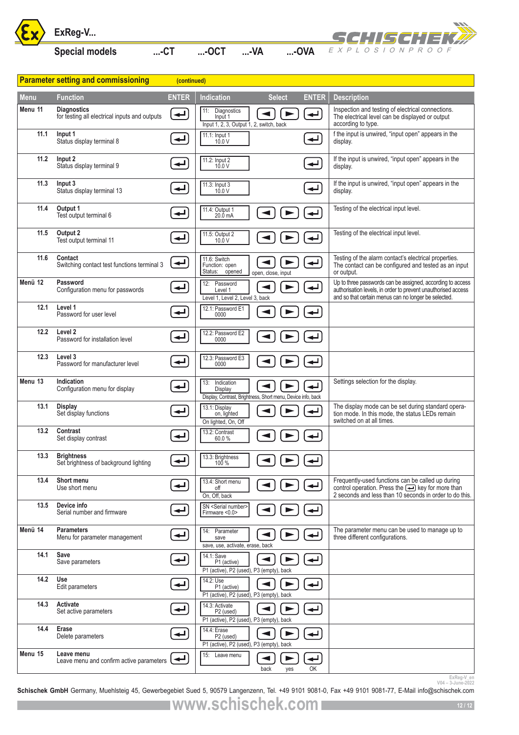**ExReg-V...**

**Special models** ...-CT ...-OCT ...-VA ...-OVA

## Parameter setting and commissioning (continued)

| Menu | Function | ENTER | Indication | Select | ENTER | Description |
|---|---|---|---|---|---|---|
| Menu 11 | **Diagnostics** for testing all electrical inputs and outputs | ↵ | 11: Diagnostics Input 1 / Input 1, 2, 3, Output 1, 2, switch, back | ◄ ► | ↵ | Inspection and testing of electrical connections. The electrical level can be displayed or output according to type. |
| 11.1 | **Input 1** Status display terminal 8 | ↵ | 11.1: Input 1 10.0 V | | ↵ | f the input is unwired, "input open" appears in the display. |
| 11.2 | **Input 2** Status display terminal 9 | ↵ | 11.2: Input 2 10.0 V | | ↵ | If the input is unwired, "input open" appears in the display. |
| 11.3 | **Input 3** Status display terminal 13 | ↵ | 11.3: Input 3 10.0 V | | ↵ | If the input is unwired, "input open" appears in the display. |
| 11.4 | **Output 1** Test output terminal 6 | ↵ | 11.4: Output 1 20.0 mA | ◄ ► | ↵ | Testing of the electrical input level. |
| 11.5 | **Output 2** Test output terminal 11 | ↵ | 11.5: Output 2 10.0 V | ◄ ► | ↵ | Testing of the electrical input level. |
| 11.6 | **Contact** Switching contact test functions terminal 3 | ↵ | 11.6: Switch Function: open Status: opened / open, close, input | ◄ ► | ↵ | Testing of the alarm contact's electrical properties. The contact can be configured and tested as an input or output. |
| Menü 12 | **Password** Configuration menu for passwords | ↵ | 12: Password Level 1 / Level 1, Level 2, Level 3, back | ◄ ► | ↵ | Up to three passwords can be assigned, according to access authorisation levels, in order to prevent unauthorised access and so that certain menus can no longer be selected. |
| 12.1 | **Level 1** Password for user level | ↵ | 12.1: Password E1 0000 | ◄ ► | ↵ | |
| 12.2 | **Level 2** Password for installation level | ↵ | 12.2: Password E2 0000 | ◄ ► | ↵ | |
| 12.3 | **Level 3** Password for manufacturer level | ↵ | 12.3: Password E3 0000 | ◄ ► | ↵ | |
| Menu 13 | **Indication** Configuration menu for display | ↵ | 13: Indication Display / Display, Contrast, Brightness, Short menu, Device info, back | ◄ ► | ↵ | Settings selection for the display. |
| 13.1 | **Display** Set display functions | ↵ | 13.1: Display on, lighted / On lighted, On, Off | ◄ ► | ↵ | The display mode can be set during standard operation mode. In this mode, the status LEDs remain switched on at all times. |
| 13.2 | **Contrast** Set display contrast | ↵ | 13.2: Contrast 60.0 % | ◄ ► | ↵ | |
| 13.3 | **Brightness** Set brightness of background lighting | ↵ | 13.3: Brightness 100 % | ◄ ► | ↵ | |
| 13.4 | **Short menu** Use short menu | ↵ | 13.4: Short menu off / On, Off, back | ◄ ► | ↵ | Frequently-used functions can be called up during control operation. Press the ↵ key for more than 2 seconds and less than 10 seconds in order to do this. |
| 13.5 | **Device info** Serial number and firmware | ↵ | SN <Serial number> Firmware <0.0> | ◄ ► | ↵ | |
| Menü 14 | **Parameters** Menu for parameter management | ↵ | 14: Parameter save / save, use, activate, erase, back | ◄ ► | ↵ | The parameter menu can be used to manage up to three different configurations. |
| 14.1 | **Save** Save parameters | ↵ | 14.1: Save P1 (active) / P1 (active), P2 (used), P3 (empty), back | ◄ ► | ↵ | |
| 14.2 | **Use** Edit parameters | ↵ | 14.2: Use P1 (active) / P1 (active), P2 (used), P3 (empty), back | ◄ ► | ↵ | |
| 14.3 | **Activate** Set active parameters | ↵ | 14.3: Activate P2 (used) / P1 (active), P2 (used), P3 (empty), back | ◄ ► | ↵ | |
| 14.4 | **Erase** Delete parameters | ↵ | 14.4: Erase P2 (used) / P1 (active), P2 (used), P3 (empty), back | ◄ ► | ↵ | |
| Menu 15 | **Leave menu** Leave menu and confirm active parameters | ↵ | 15: Leave menu | ◄ back ► yes | ↵ OK | |

ExReg-V_en V04 – 3-June-2022

**Schischek GmbH** Germany, Muehlsteig 45, Gewerbegebiet Sued 5, 90579 Langenzenn, Tel. +49 9101 9081-0, Fax +49 9101 9081-77, E-Mail info@schischek.com

www.schischek.com